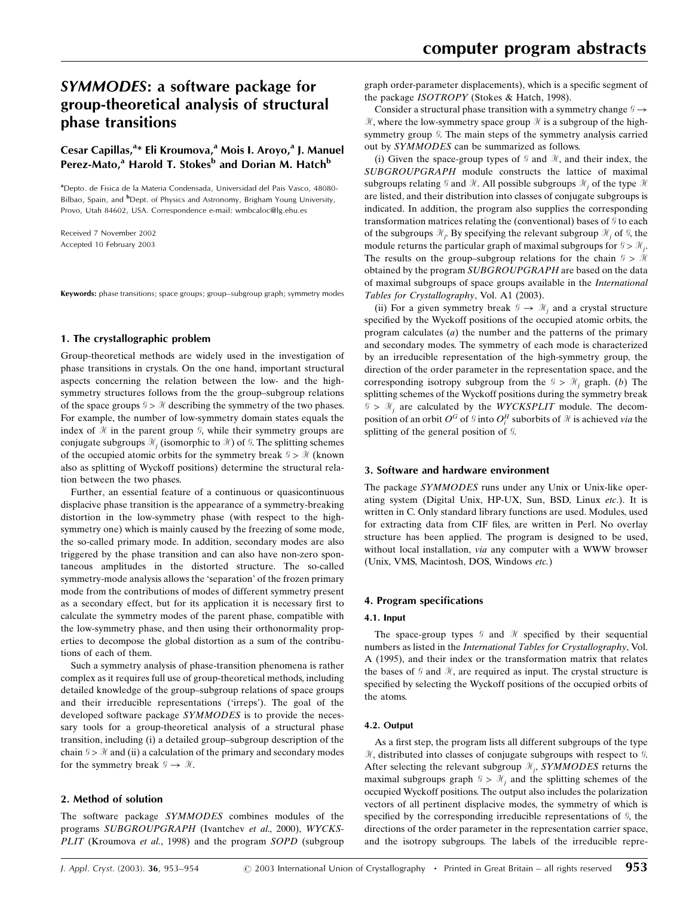# *SYMMODES*: a software package for group-theoretical analysis of structural phase transitions

**Cesar Capillas,[a]* Eli Kroumova,[a] Mois I. Aroyo,[a] J. Manuel Perez-Mato,[a] Harold T. Stokes[b] and Dorian M. Hatch[b]**

[a]Depto. de Fisica de la Materia Condensada, Universidad del Pais Vasco, 48080-Bilbao, Spain, and [b]Dept. of Physics and Astronomy, Brigham Young University, Provo, Utah 84602, USA. Correspondence e-mail: wmbcaloc@lg.ehu.es

Received 7 November 2002
Accepted 10 February 2003

**Keywords:** phase transitions; space groups; group–subgroup graph; symmetry modes

## 1. The crystallographic problem

Group-theoretical methods are widely used in the investigation of phase transitions in crystals. On the one hand, important structural aspects concerning the relation between the low- and the high-symmetry structures follows from the the group–subgroup relations of the space groups $\mathcal{G} > \mathcal{H}$ describing the symmetry of the two phases. For example, the number of low-symmetry domain states equals the index of $\mathcal{H}$ in the parent group $\mathcal{G}$, while their symmetry groups are conjugate subgroups $\mathcal{H}_j$ (isomorphic to $\mathcal{H}$) of $\mathcal{G}$. The splitting schemes of the occupied atomic orbits for the symmetry break $\mathcal{G} > \mathcal{H}$ (known also as splitting of Wyckoff positions) determine the structural relation between the two phases.

Further, an essential feature of a continuous or quasicontinuous displacive phase transition is the appearance of a symmetry-breaking distortion in the low-symmetry phase (with respect to the high-symmetry one) which is mainly caused by the freezing of some mode, the so-called primary mode. In addition, secondary modes are also triggered by the phase transition and can also have non-zero spontaneous amplitudes in the distorted structure. The so-called symmetry-mode analysis allows the 'separation' of the frozen primary mode from the contributions of modes of different symmetry present as a secondary effect, but for its application it is necessary first to calculate the symmetry modes of the parent phase, compatible with the low-symmetry phase, and then using their orthonormality properties to decompose the global distortion as a sum of the contributions of each of them.

Such a symmetry analysis of phase-transition phenomena is rather complex as it requires full use of group-theoretical methods, including detailed knowledge of the group–subgroup relations of space groups and their irreducible representations ('irreps'). The goal of the developed software package *SYMMODES* is to provide the necessary tools for a group-theoretical analysis of a structural phase transition, including (i) a detailed group–subgroup description of the chain $\mathcal{G} > \mathcal{H}$ and (ii) a calculation of the primary and secondary modes for the symmetry break $\mathcal{G} \rightarrow \mathcal{H}$.

## 2. Method of solution

The software package *SYMMODES* combines modules of the programs *SUBGROUPGRAPH* (Ivantchev *et al.*, 2000), *WYCKSPLIT* (Kroumova *et al.*, 1998) and the program *SOPD* (subgroup graph order-parameter displacements), which is a specific segment of the package *ISOTROPY* (Stokes & Hatch, 1998).

Consider a structural phase transition with a symmetry change $\mathcal{G} \rightarrow \mathcal{H}$, where the low-symmetry space group $\mathcal{H}$ is a subgroup of the high-symmetry group $\mathcal{G}$. The main steps of the symmetry analysis carried out by *SYMMODES* can be summarized as follows.

(i) Given the space-group types of $\mathcal{G}$ and $\mathcal{H}$, and their index, the *SUBGROUPGRAPH* module constructs the lattice of maximal subgroups relating $\mathcal{G}$ and $\mathcal{H}$. All possible subgroups $\mathcal{H}_j$ of the type $\mathcal{H}$ are listed, and their distribution into classes of conjugate subgroups is indicated. In addition, the program also supplies the corresponding transformation matrices relating the (conventional) bases of $\mathcal{G}$ to each of the subgroups $\mathcal{H}_j$. By specifying the relevant subgroup $\mathcal{H}_j$ of $\mathcal{G}$, the module returns the particular graph of maximal subgroups for $\mathcal{G} > \mathcal{H}_j$. The results on the group–subgroup relations for the chain $\mathcal{G} > \mathcal{H}$ obtained by the program *SUBGROUPGRAPH* are based on the data of maximal subgroups of space groups available in the *International Tables for Crystallography*, Vol. A1 (2003).

(ii) For a given symmetry break $\mathcal{G} \rightarrow \mathcal{H}_j$ and a crystal structure specified by the Wyckoff positions of the occupied atomic orbits, the program calculates (*a*) the number and the patterns of the primary and secondary modes. The symmetry of each mode is characterized by an irreducible representation of the high-symmetry group, the direction of the order parameter in the representation space, and the corresponding isotropy subgroup from the $\mathcal{G} > \mathcal{H}_j$ graph. (*b*) The splitting schemes of the Wyckoff positions during the symmetry break $\mathcal{G} > \mathcal{H}_j$ are calculated by the *WYCKSPLIT* module. The decomposition of an orbit $O^G$ of $\mathcal{G}$ into $O_i^H$ suborbits of $\mathcal{H}$ is achieved *via* the splitting of the general position of $\mathcal{G}$.

## 3. Software and hardware environment

The package *SYMMODES* runs under any Unix or Unix-like operating system (Digital Unix, HP-UX, Sun, BSD, Linux *etc*.). It is written in C. Only standard library functions are used. Modules, used for extracting data from CIF files, are written in Perl. No overlay structure has been applied. The program is designed to be used, without local installation, *via* any computer with a WWW browser (Unix, VMS, Macintosh, DOS, Windows *etc.*)

## 4. Program specifications

### 4.1. Input

The space-group types $\mathcal{G}$ and $\mathcal{H}$ specified by their sequential numbers as listed in the *International Tables for Crystallography*, Vol. A (1995), and their index or the transformation matrix that relates the bases of $\mathcal{G}$ and $\mathcal{H}$, are required as input. The crystal structure is specified by selecting the Wyckoff positions of the occupied orbits of the atoms.

### 4.2. Output

As a first step, the program lists all different subgroups of the type $\mathcal{H}$, distributed into classes of conjugate subgroups with respect to $\mathcal{G}$. After selecting the relevant subgroup $\mathcal{H}_j$, *SYMMODES* returns the maximal subgroups graph $\mathcal{G} > \mathcal{H}_j$ and the splitting schemes of the occupied Wyckoff positions. The output also includes the polarization vectors of all pertinent displacive modes, the symmetry of which is specified by the corresponding irreducible representations of $\mathcal{G}$, the directions of the order parameter in the representation carrier space, and the isotropy subgroups. The labels of the irreducible repre-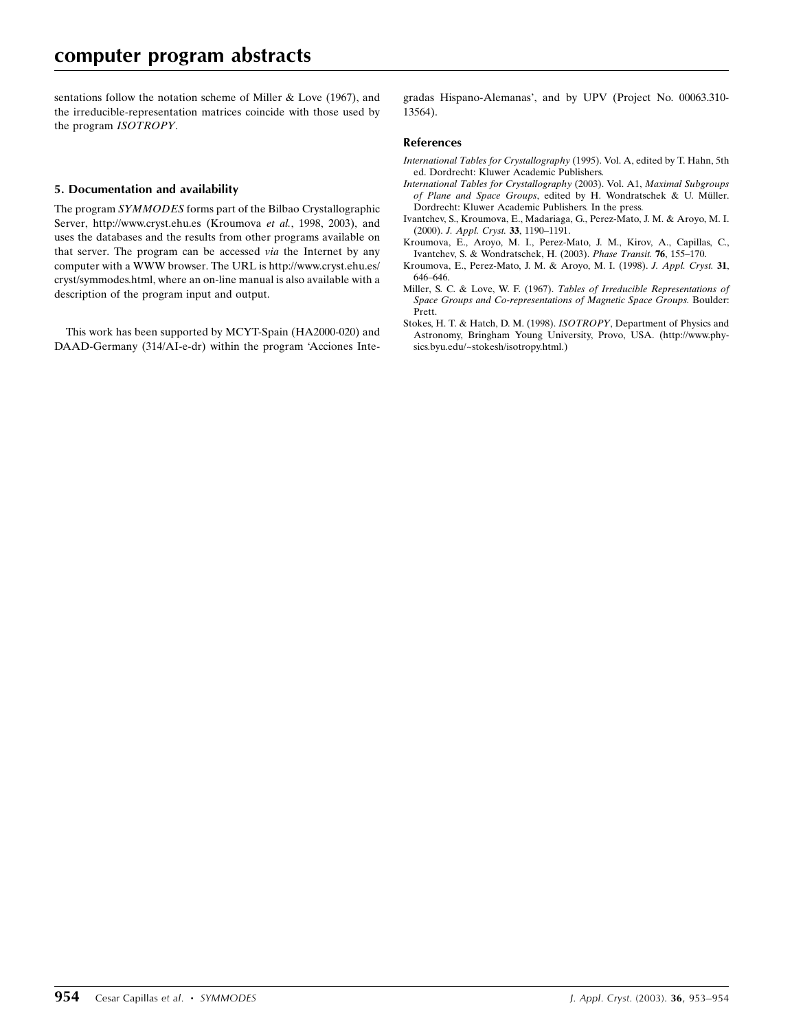sentations follow the notation scheme of Miller & Love (1967), and the irreducible-representation matrices coincide with those used by the program *ISOTROPY*.

## 5. Documentation and availability

The program *SYMMODES* forms part of the Bilbao Crystallographic Server, http://www.cryst.ehu.es (Kroumova *et al.*, 1998, 2003), and uses the databases and the results from other programs available on that server. The program can be accessed *via* the Internet by any computer with a WWW browser. The URL is http://www.cryst.ehu.es/cryst/symmodes.html, where an on-line manual is also available with a description of the program input and output.

This work has been supported by MCYT-Spain (HA2000-020) and DAAD-Germany (314/AI-e-dr) within the program 'Acciones Integradas Hispano-Alemanas', and by UPV (Project No. 00063.310-13564).

## References

*International Tables for Crystallography* (1995). Vol. A, edited by T. Hahn, 5th ed. Dordrecht: Kluwer Academic Publishers.

*International Tables for Crystallography* (2003). Vol. A1, *Maximal Subgroups of Plane and Space Groups*, edited by H. Wondratschek & U. Müller. Dordrecht: Kluwer Academic Publishers. In the press.

Ivantchev, S., Kroumova, E., Madariaga, G., Perez-Mato, J. M. & Aroyo, M. I. (2000). *J. Appl. Cryst.* **33**, 1190–1191.

Kroumova, E., Aroyo, M. I., Perez-Mato, J. M., Kirov, A., Capillas, C., Ivantchev, S. & Wondratschek, H. (2003). *Phase Transit.* **76**, 155–170.

Kroumova, E., Perez-Mato, J. M. & Aroyo, M. I. (1998). *J. Appl. Cryst.* **31**, 646–646.

Miller, S. C. & Love, W. F. (1967). *Tables of Irreducible Representations of Space Groups and Co-representations of Magnetic Space Groups.* Boulder: Prett.

Stokes, H. T. & Hatch, D. M. (1998). *ISOTROPY*, Department of Physics and Astronomy, Bringham Young University, Provo, USA. (http://www.physics.byu.edu/~stokesh/isotropy.html.)